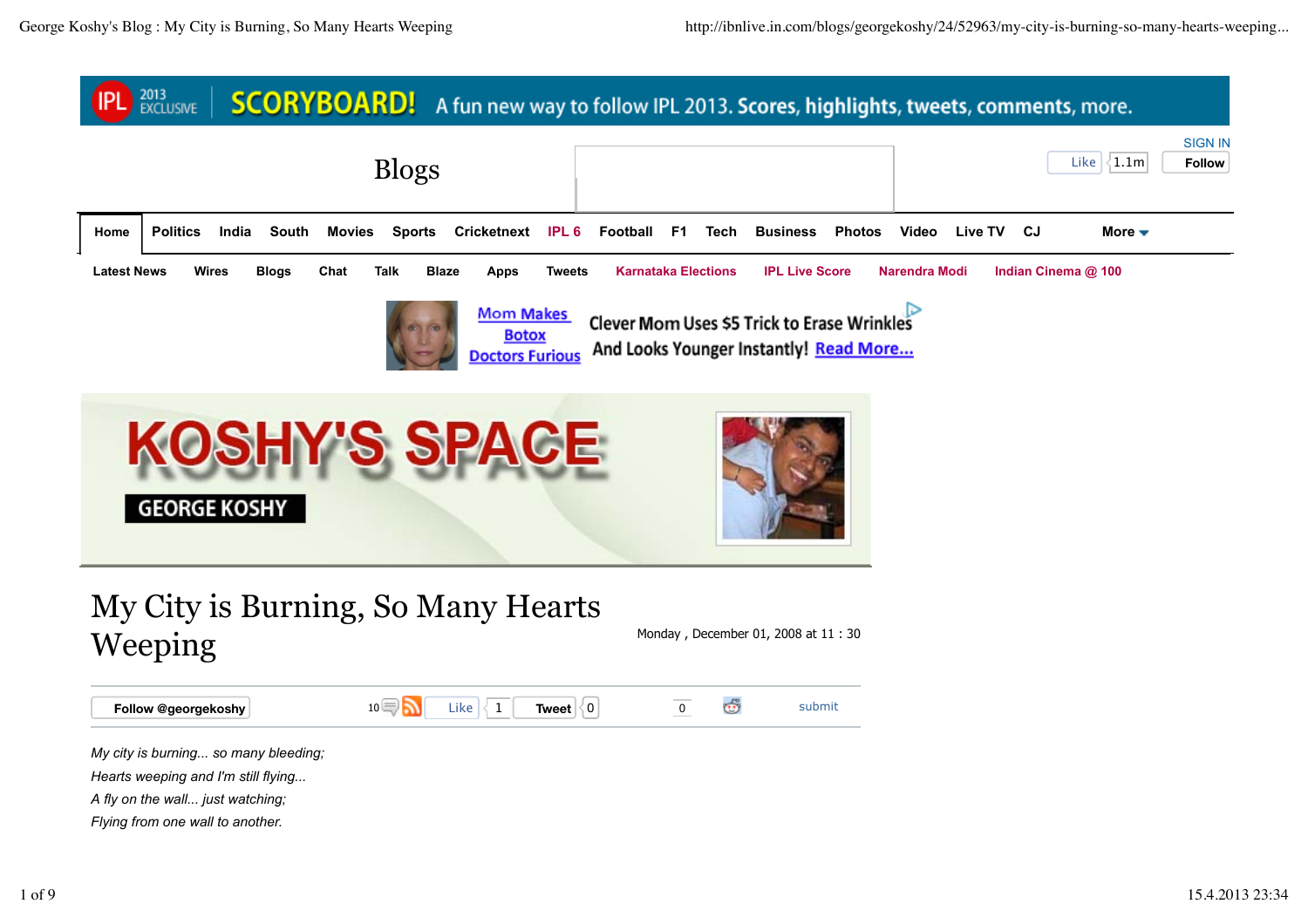IPL 2013 EXCLUSIVE **SCORYBOARD!** A fun new way to follow IPL 2013. Scores, highlights, tweets, comments, more.

Blogs

SIGN IN

Like 1.1m Follow

Home Politics India South Movies Sports Cricketnext IPL 6 Football F1 Tech Business Photos Video Live TV CJ More

Latest News Wires Blogs Chat Talk Blaze Apps Tweets Karnataka Elections IPL Live Score Narendra Modi Indian Cinema @ 100

Mom Makes Botox Doctors Furious Clever Mom Uses $5 Trick to Erase Wrinkles And Looks Younger Instantly! Read More...

KOSHY'S SPACE

GEORGE KOSHY

# My City is Burning, So Many Hearts Weeping

Monday , December 01, 2008 at 11 : 30

Follow @georgekoshy 10 Like 1 Tweet 0 0 submit

*My city is burning... so many bleeding;*
*Hearts weeping and I'm still flying...*
*A fly on the wall... just watching;*
*Flying from one wall to another.*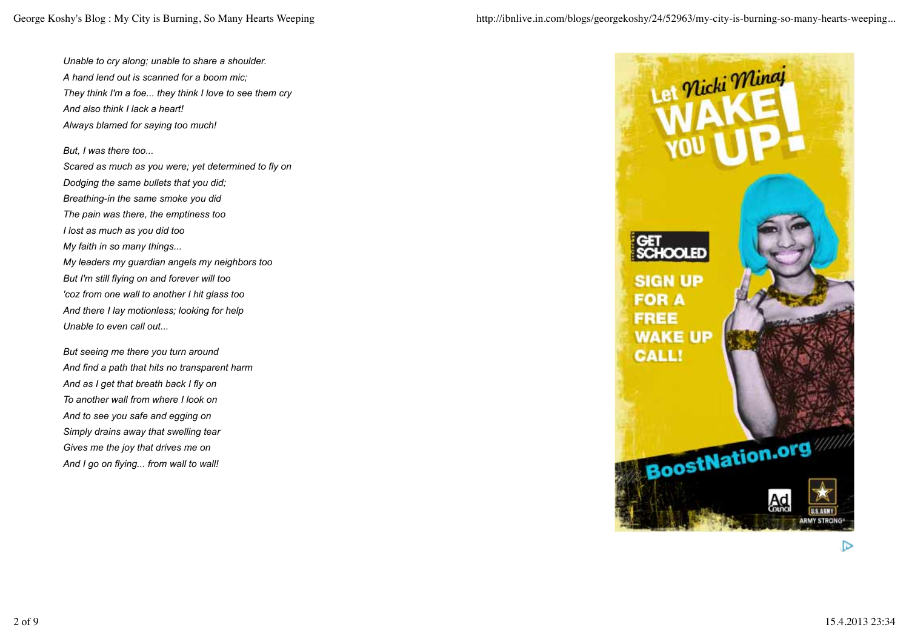*Unable to cry along; unable to share a shoulder.*
*A hand lend out is scanned for a boom mic;*
*They think I'm a foe... they think I love to see them cry*
*And also think I lack a heart!*
*Always blamed for saying too much!*

*But, I was there too...*
*Scared as much as you were; yet determined to fly on*
*Dodging the same bullets that you did;*
*Breathing-in the same smoke you did*
*The pain was there, the emptiness too*
*I lost as much as you did too*
*My faith in so many things...*
*My leaders my guardian angels my neighbors too*
*But I'm still flying on and forever will too*
*'coz from one wall to another I hit glass too*
*And there I lay motionless; looking for help*
*Unable to even call out...*

*But seeing me there you turn around*
*And find a path that hits no transparent harm*
*And as I get that breath back I fly on*
*To another wall from where I look on*
*And to see you safe and egging on*
*Simply drains away that swelling tear*
*Gives me the joy that drives me on*
*And I go on flying... from wall to wall!*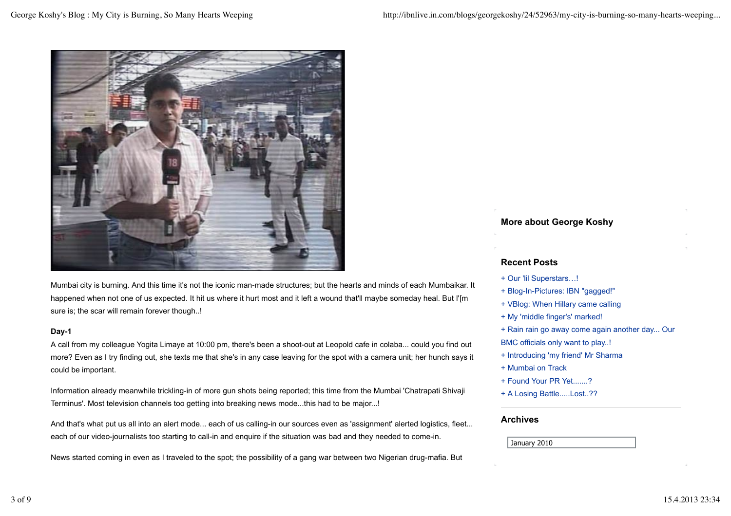Mumbai city is burning. And this time it's not the iconic man-made structures; but the hearts and minds of each Mumbaikar. It happened when not one of us expected. It hit us where it hurt most and it left a wound that'll maybe someday heal. But I'[m sure is; the scar will remain forever though..!

**Day-1**

A call from my colleague Yogita Limaye at 10:00 pm, there's been a shoot-out at Leopold cafe in colaba... could you find out more? Even as I try finding out, she texts me that she's in any case leaving for the spot with a camera unit; her hunch says it could be important.

Information already meanwhile trickling-in of more gun shots being reported; this time from the Mumbai 'Chatrapati Shivaji Terminus'. Most television channels too getting into breaking news mode...this had to be major...!

And that's what put us all into an alert mode... each of us calling-in our sources even as 'assignment' alerted logistics, fleet... each of our video-journalists too starting to call-in and enquire if the situation was bad and they needed to come-in.

News started coming in even as I traveled to the spot; the possibility of a gang war between two Nigerian drug-mafia. But

### More about George Koshy

### Recent Posts

- + Our 'lil Superstars…!
- + Blog-In-Pictures: IBN "gagged!"
- + VBlog: When Hillary came calling
- + My 'middle finger's' marked!
- + Rain rain go away come again another day... Our BMC officials only want to play..!
- + Introducing 'my friend' Mr Sharma
- + Mumbai on Track
- + Found Your PR Yet.......?
- + A Losing Battle.....Lost..??

### Archives

January 2010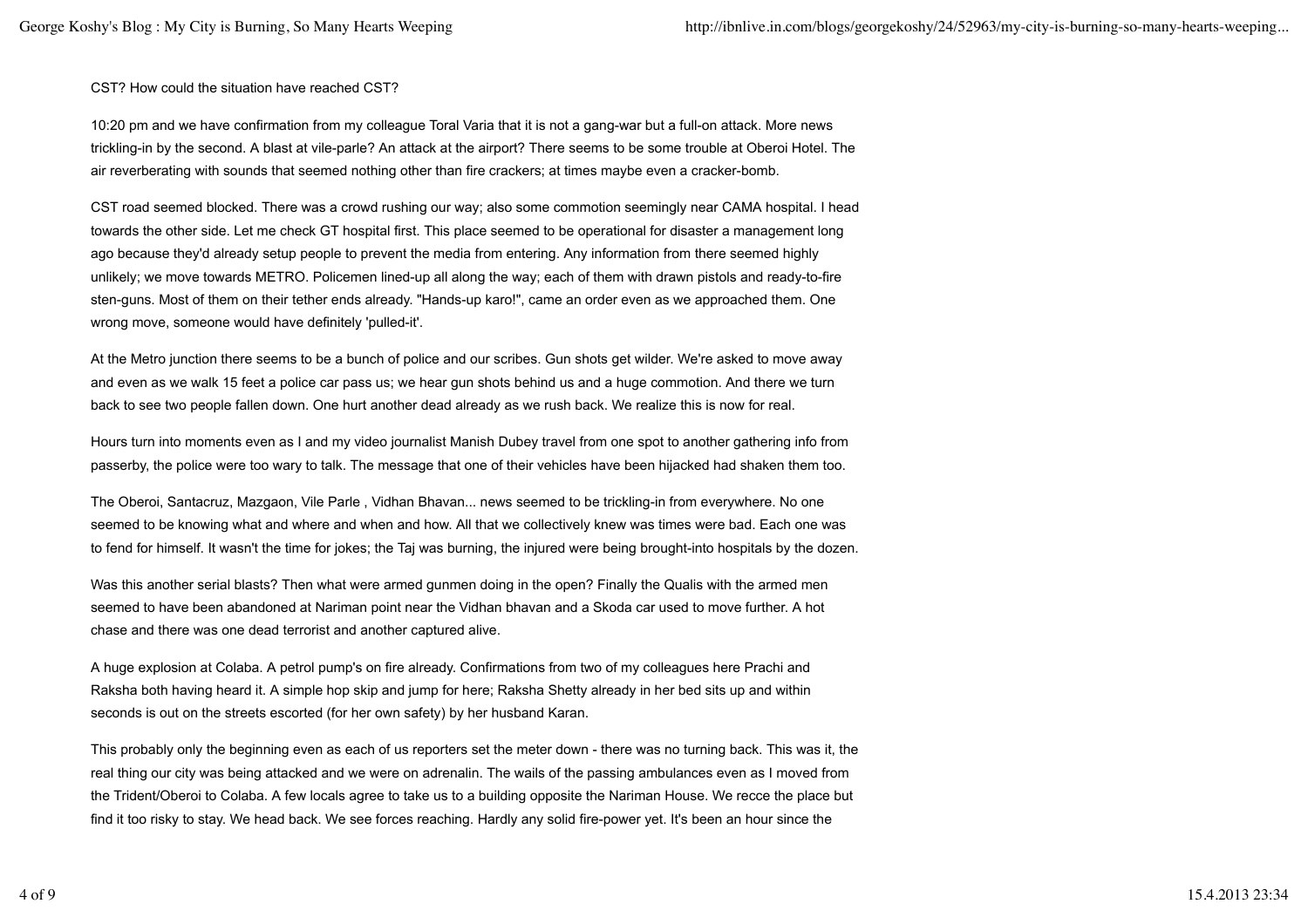CST? How could the situation have reached CST?

10:20 pm and we have confirmation from my colleague Toral Varia that it is not a gang-war but a full-on attack. More news trickling-in by the second. A blast at vile-parle? An attack at the airport? There seems to be some trouble at Oberoi Hotel. The air reverberating with sounds that seemed nothing other than fire crackers; at times maybe even a cracker-bomb.

CST road seemed blocked. There was a crowd rushing our way; also some commotion seemingly near CAMA hospital. I head towards the other side. Let me check GT hospital first. This place seemed to be operational for disaster a management long ago because they'd already setup people to prevent the media from entering. Any information from there seemed highly unlikely; we move towards METRO. Policemen lined-up all along the way; each of them with drawn pistols and ready-to-fire sten-guns. Most of them on their tether ends already. "Hands-up karo!", came an order even as we approached them. One wrong move, someone would have definitely 'pulled-it'.

At the Metro junction there seems to be a bunch of police and our scribes. Gun shots get wilder. We're asked to move away and even as we walk 15 feet a police car pass us; we hear gun shots behind us and a huge commotion. And there we turn back to see two people fallen down. One hurt another dead already as we rush back. We realize this is now for real.

Hours turn into moments even as I and my video journalist Manish Dubey travel from one spot to another gathering info from passerby, the police were too wary to talk. The message that one of their vehicles have been hijacked had shaken them too.

The Oberoi, Santacruz, Mazgaon, Vile Parle , Vidhan Bhavan... news seemed to be trickling-in from everywhere. No one seemed to be knowing what and where and when and how. All that we collectively knew was times were bad. Each one was to fend for himself. It wasn't the time for jokes; the Taj was burning, the injured were being brought-into hospitals by the dozen.

Was this another serial blasts? Then what were armed gunmen doing in the open? Finally the Qualis with the armed men seemed to have been abandoned at Nariman point near the Vidhan bhavan and a Skoda car used to move further. A hot chase and there was one dead terrorist and another captured alive.

A huge explosion at Colaba. A petrol pump's on fire already. Confirmations from two of my colleagues here Prachi and Raksha both having heard it. A simple hop skip and jump for here; Raksha Shetty already in her bed sits up and within seconds is out on the streets escorted (for her own safety) by her husband Karan.

This probably only the beginning even as each of us reporters set the meter down - there was no turning back. This was it, the real thing our city was being attacked and we were on adrenalin. The wails of the passing ambulances even as I moved from the Trident/Oberoi to Colaba. A few locals agree to take us to a building opposite the Nariman House. We recce the place but find it too risky to stay. We head back. We see forces reaching. Hardly any solid fire-power yet. It's been an hour since the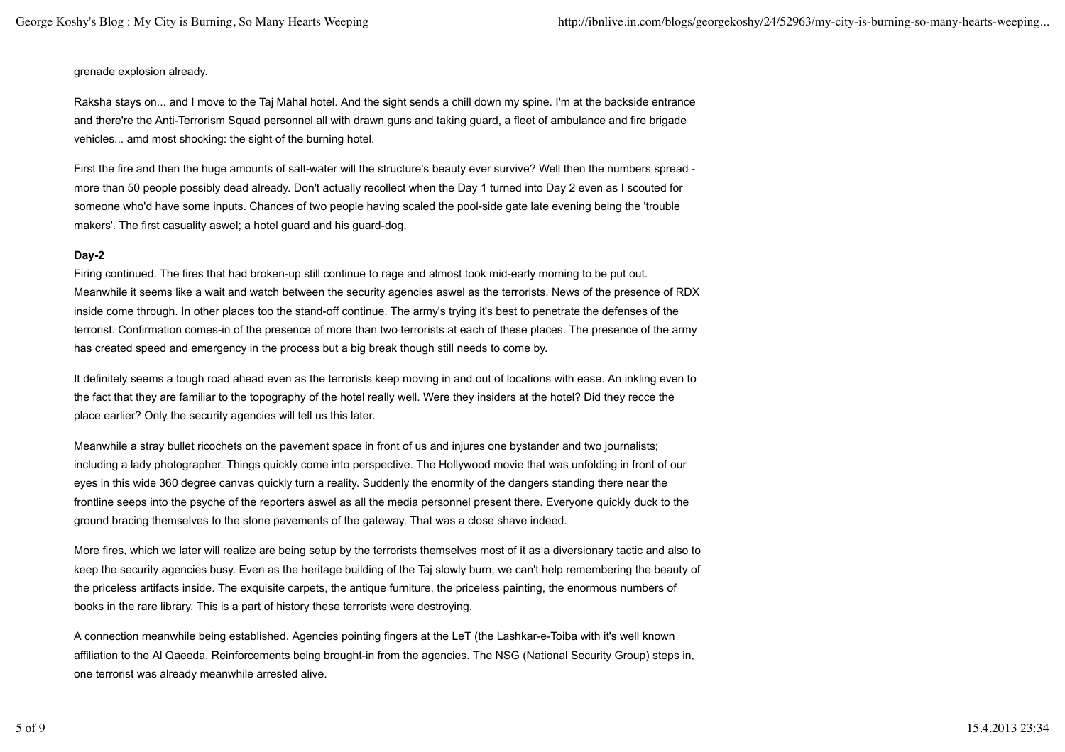grenade explosion already.

Raksha stays on... and I move to the Taj Mahal hotel. And the sight sends a chill down my spine. I'm at the backside entrance and there're the Anti-Terrorism Squad personnel all with drawn guns and taking guard, a fleet of ambulance and fire brigade vehicles... amd most shocking: the sight of the burning hotel.

First the fire and then the huge amounts of salt-water will the structure's beauty ever survive? Well then the numbers spread - more than 50 people possibly dead already. Don't actually recollect when the Day 1 turned into Day 2 even as I scouted for someone who'd have some inputs. Chances of two people having scaled the pool-side gate late evening being the 'trouble makers'. The first casuality aswel; a hotel guard and his guard-dog.

**Day-2**

Firing continued. The fires that had broken-up still continue to rage and almost took mid-early morning to be put out. Meanwhile it seems like a wait and watch between the security agencies aswel as the terrorists. News of the presence of RDX inside come through. In other places too the stand-off continue. The army's trying it's best to penetrate the defenses of the terrorist. Confirmation comes-in of the presence of more than two terrorists at each of these places. The presence of the army has created speed and emergency in the process but a big break though still needs to come by.

It definitely seems a tough road ahead even as the terrorists keep moving in and out of locations with ease. An inkling even to the fact that they are familiar to the topography of the hotel really well. Were they insiders at the hotel? Did they recce the place earlier? Only the security agencies will tell us this later.

Meanwhile a stray bullet ricochets on the pavement space in front of us and injures one bystander and two journalists; including a lady photographer. Things quickly come into perspective. The Hollywood movie that was unfolding in front of our eyes in this wide 360 degree canvas quickly turn a reality. Suddenly the enormity of the dangers standing there near the frontline seeps into the psyche of the reporters aswel as all the media personnel present there. Everyone quickly duck to the ground bracing themselves to the stone pavements of the gateway. That was a close shave indeed.

More fires, which we later will realize are being setup by the terrorists themselves most of it as a diversionary tactic and also to keep the security agencies busy. Even as the heritage building of the Taj slowly burn, we can't help remembering the beauty of the priceless artifacts inside. The exquisite carpets, the antique furniture, the priceless painting, the enormous numbers of books in the rare library. This is a part of history these terrorists were destroying.

A connection meanwhile being established. Agencies pointing fingers at the LeT (the Lashkar-e-Toiba with it's well known affiliation to the Al Qaeeda. Reinforcements being brought-in from the agencies. The NSG (National Security Group) steps in, one terrorist was already meanwhile arrested alive.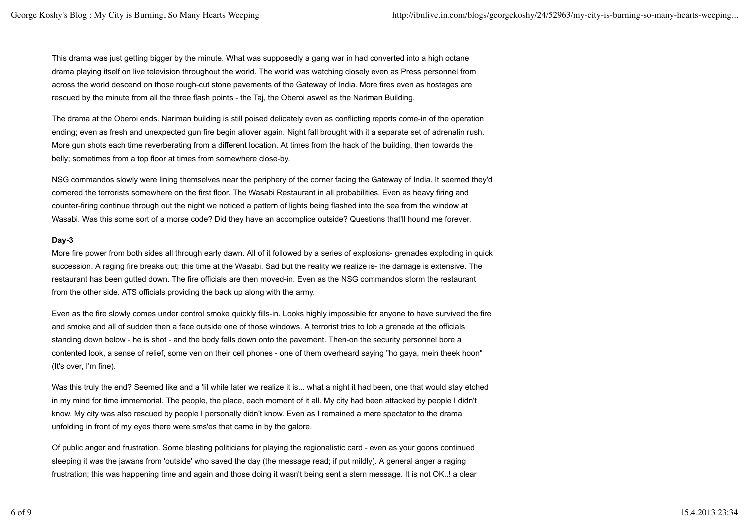This drama was just getting bigger by the minute. What was supposedly a gang war in had converted into a high octane drama playing itself on live television throughout the world. The world was watching closely even as Press personnel from across the world descend on those rough-cut stone pavements of the Gateway of India. More fires even as hostages are rescued by the minute from all the three flash points - the Taj, the Oberoi aswel as the Nariman Building.

The drama at the Oberoi ends. Nariman building is still poised delicately even as conflicting reports come-in of the operation ending; even as fresh and unexpected gun fire begin allover again. Night fall brought with it a separate set of adrenalin rush. More gun shots each time reverberating from a different location. At times from the hack of the building, then towards the belly; sometimes from a top floor at times from somewhere close-by.

NSG commandos slowly were lining themselves near the periphery of the corner facing the Gateway of India. It seemed they'd cornered the terrorists somewhere on the first floor. The Wasabi Restaurant in all probabilities. Even as heavy firing and counter-firing continue through out the night we noticed a pattern of lights being flashed into the sea from the window at Wasabi. Was this some sort of a morse code? Did they have an accomplice outside? Questions that'll hound me forever.

**Day-3**

More fire power from both sides all through early dawn. All of it followed by a series of explosions- grenades exploding in quick succession. A raging fire breaks out; this time at the Wasabi. Sad but the reality we realize is- the damage is extensive. The restaurant has been gutted down. The fire officials are then moved-in. Even as the NSG commandos storm the restaurant from the other side. ATS officials providing the back up along with the army.

Even as the fire slowly comes under control smoke quickly fills-in. Looks highly impossible for anyone to have survived the fire and smoke and all of sudden then a face outside one of those windows. A terrorist tries to lob a grenade at the officials standing down below - he is shot - and the body falls down onto the pavement. Then-on the security personnel bore a contented look, a sense of relief, some ven on their cell phones - one of them overheard saying "ho gaya, mein theek hoon" (It's over, I'm fine).

Was this truly the end? Seemed like and a 'lil while later we realize it is... what a night it had been, one that would stay etched in my mind for time immemorial. The people, the place, each moment of it all. My city had been attacked by people I didn't know. My city was also rescued by people I personally didn't know. Even as I remained a mere spectator to the drama unfolding in front of my eyes there were sms'es that came in by the galore.

Of public anger and frustration. Some blasting politicians for playing the regionalistic card - even as your goons continued sleeping it was the jawans from 'outside' who saved the day (the message read; if put mildly). A general anger a raging frustration; this was happening time and again and those doing it wasn't being sent a stern message. It is not OK..! a clear